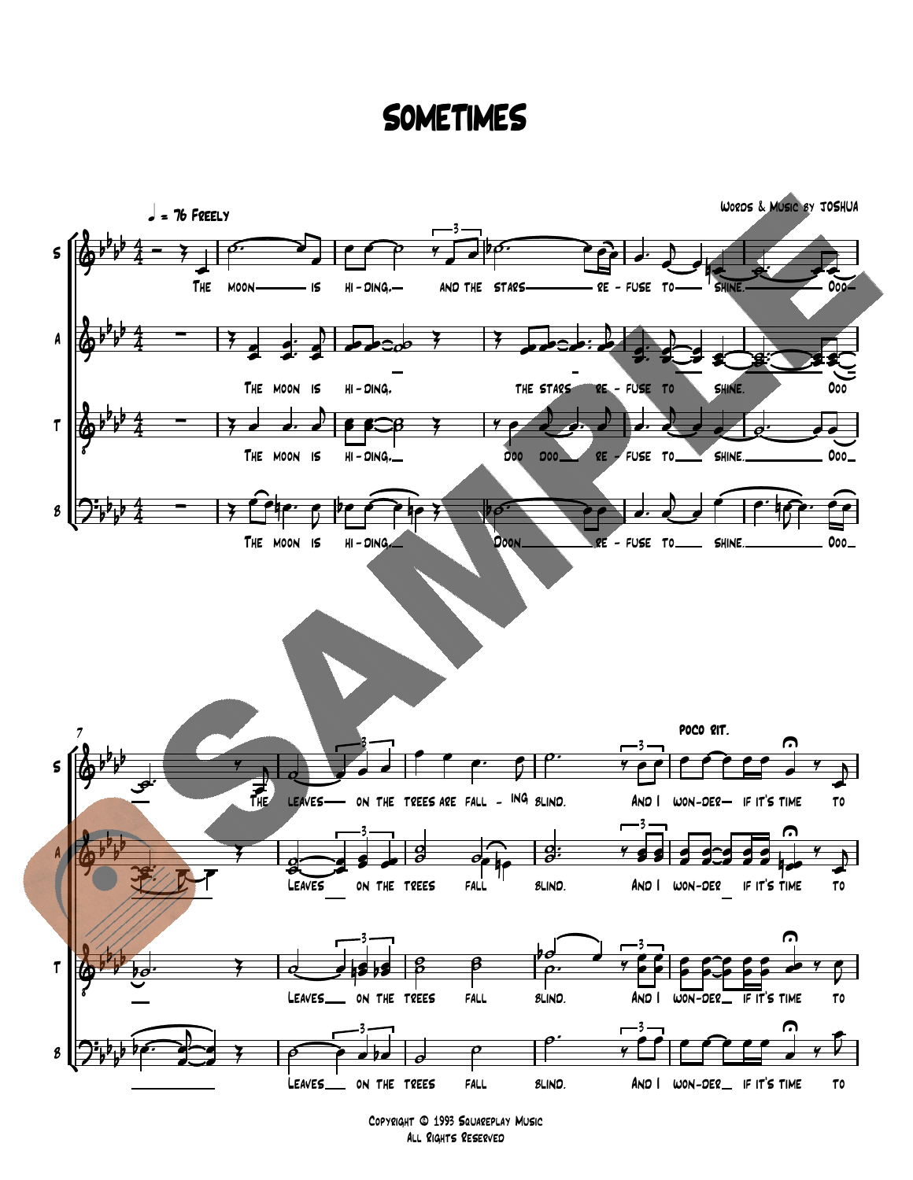# SOMETIMES

Words & Music by JOSHUA

Copyright © 1993 Squareplay Music
All Rights Reserved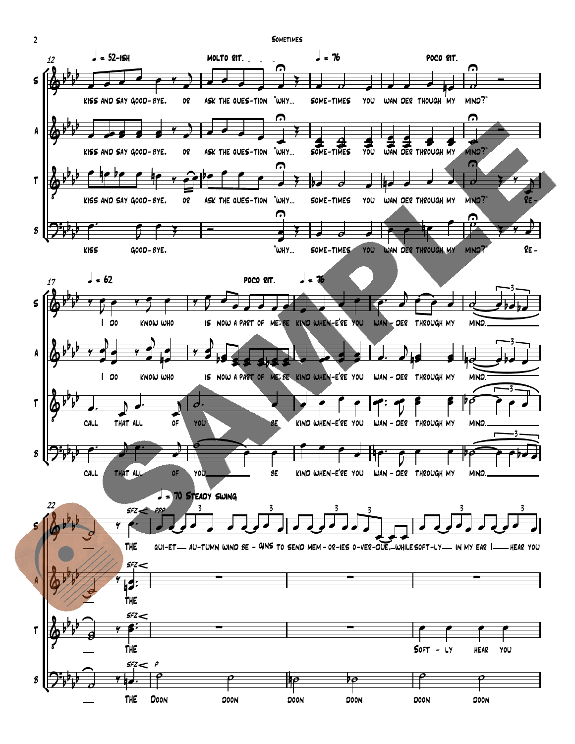♩ = 52-ish — molto rit. — ♩ = 76 — poco rit.

S: kiss and say good-bye, or ask the ques-tion "why... some-times you wan-der though my mind?"

A: kiss and say good-bye, or ask the ques-tion "why... some-times you wan-der through my mind?"

T: kiss and say good-bye, or ask the ques-tion "why... some-times you wan-der through my mind?" Re-

B: kiss good-bye, "why... some-times you wan-der through my mind?" Re-

♩ = 62 — poco rit. — ♩ = 76

S: I do know who is now a part of me; be kind when-e're you wan-der through my mind.

A: I do know who is now a part of me; be kind when-e're you wan-der through my mind.

T: call that all of you be kind when-e're you wan-der through my mind.

B: call that all of you be kind when-e're you wan-der through my mind.

♩ = 70 Steady swing — sfz < — ppp — p

S: the qui-et au-tumn wind be-gins to send mem-or-ies o-ver-due, while soft-ly in my ear I hear you

A: the

T: the Soft-ly hear you

B: the Doon doon doon doon doon doon